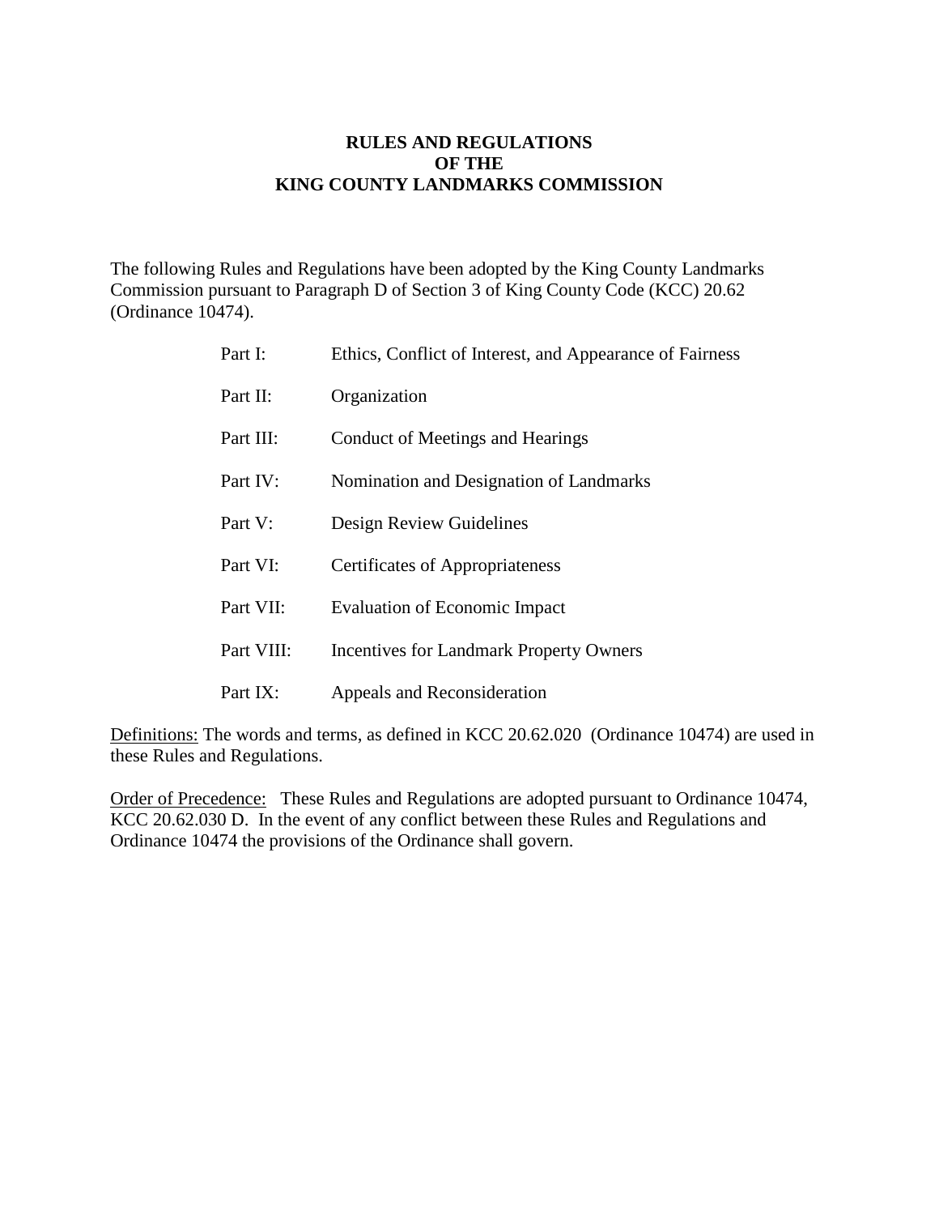# RULES AND REGULATIONS OF THE KING COUNTY LANDMARKS COMMISSION

The following Rules and Regulations have been adopted by the King County Landmarks Commission pursuant to Paragraph D of Section 3 of King County Code (KCC) 20.62 (Ordinance 10474).

| | |
|---|---|
| Part I: | Ethics, Conflict of Interest, and Appearance of Fairness |
| Part II: | Organization |
| Part III: | Conduct of Meetings and Hearings |
| Part IV: | Nomination and Designation of Landmarks |
| Part V: | Design Review Guidelines |
| Part VI: | Certificates of Appropriateness |
| Part VII: | Evaluation of Economic Impact |
| Part VIII: | Incentives for Landmark Property Owners |
| Part IX: | Appeals and Reconsideration |

Definitions: The words and terms, as defined in KCC 20.62.020 (Ordinance 10474) are used in these Rules and Regulations.

Order of Precedence: These Rules and Regulations are adopted pursuant to Ordinance 10474, KCC 20.62.030 D. In the event of any conflict between these Rules and Regulations and Ordinance 10474 the provisions of the Ordinance shall govern.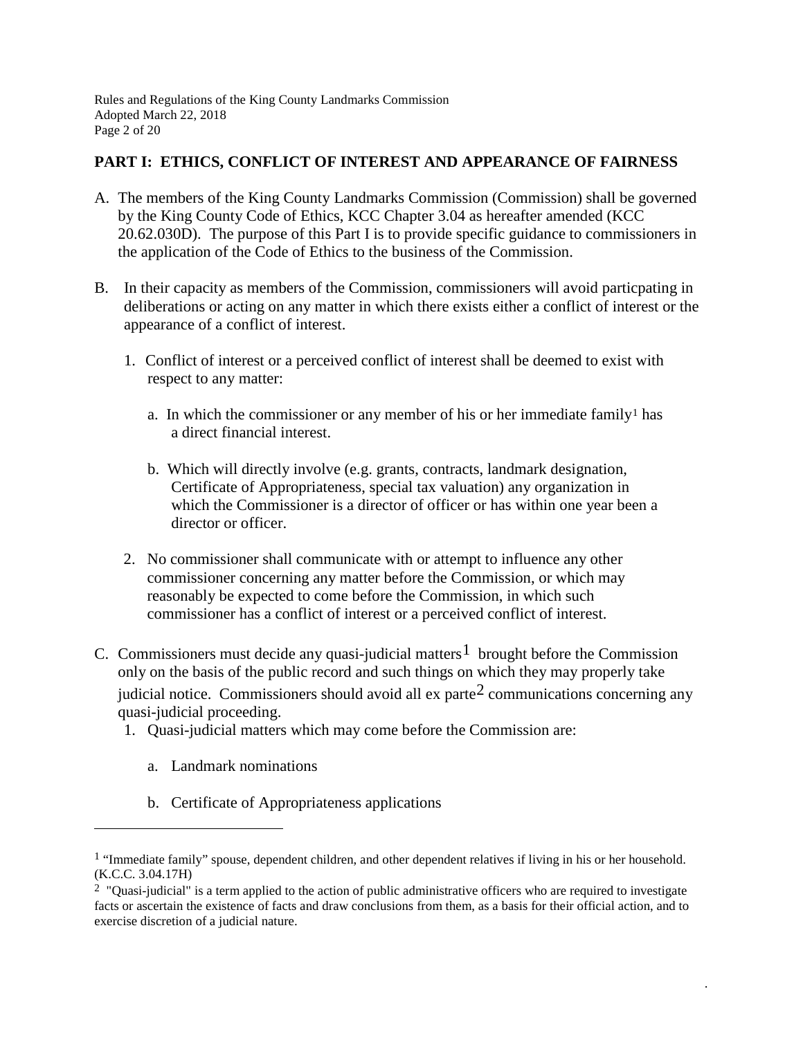## PART I: ETHICS, CONFLICT OF INTEREST AND APPEARANCE OF FAIRNESS

A. The members of the King County Landmarks Commission (Commission) shall be governed by the King County Code of Ethics, KCC Chapter 3.04 as hereafter amended (KCC 20.62.030D). The purpose of this Part I is to provide specific guidance to commissioners in the application of the Code of Ethics to the business of the Commission.

B. In their capacity as members of the Commission, commissioners will avoid particpating in deliberations or acting on any matter in which there exists either a conflict of interest or the appearance of a conflict of interest.

   1. Conflict of interest or a perceived conflict of interest shall be deemed to exist with respect to any matter:

      a. In which the commissioner or any member of his or her immediate family[1] has a direct financial interest.

      b. Which will directly involve (e.g. grants, contracts, landmark designation, Certificate of Appropriateness, special tax valuation) any organization in which the Commissioner is a director of officer or has within one year been a director or officer.

   2. No commissioner shall communicate with or attempt to influence any other commissioner concerning any matter before the Commission, or which may reasonably be expected to come before the Commission, in which such commissioner has a conflict of interest or a perceived conflict of interest.

C. Commissioners must decide any quasi-judicial matters[1] brought before the Commission only on the basis of the public record and such things on which they may properly take judicial notice. Commissioners should avoid all ex parte[2] communications concerning any quasi-judicial proceeding.

   1. Quasi-judicial matters which may come before the Commission are:

      a. Landmark nominations

      b. Certificate of Appropriateness applications

---

[1] "Immediate family" spouse, dependent children, and other dependent relatives if living in his or her household. (K.C.C. 3.04.17H)

[2] "Quasi-judicial" is a term applied to the action of public administrative officers who are required to investigate facts or ascertain the existence of facts and draw conclusions from them, as a basis for their official action, and to exercise discretion of a judicial nature.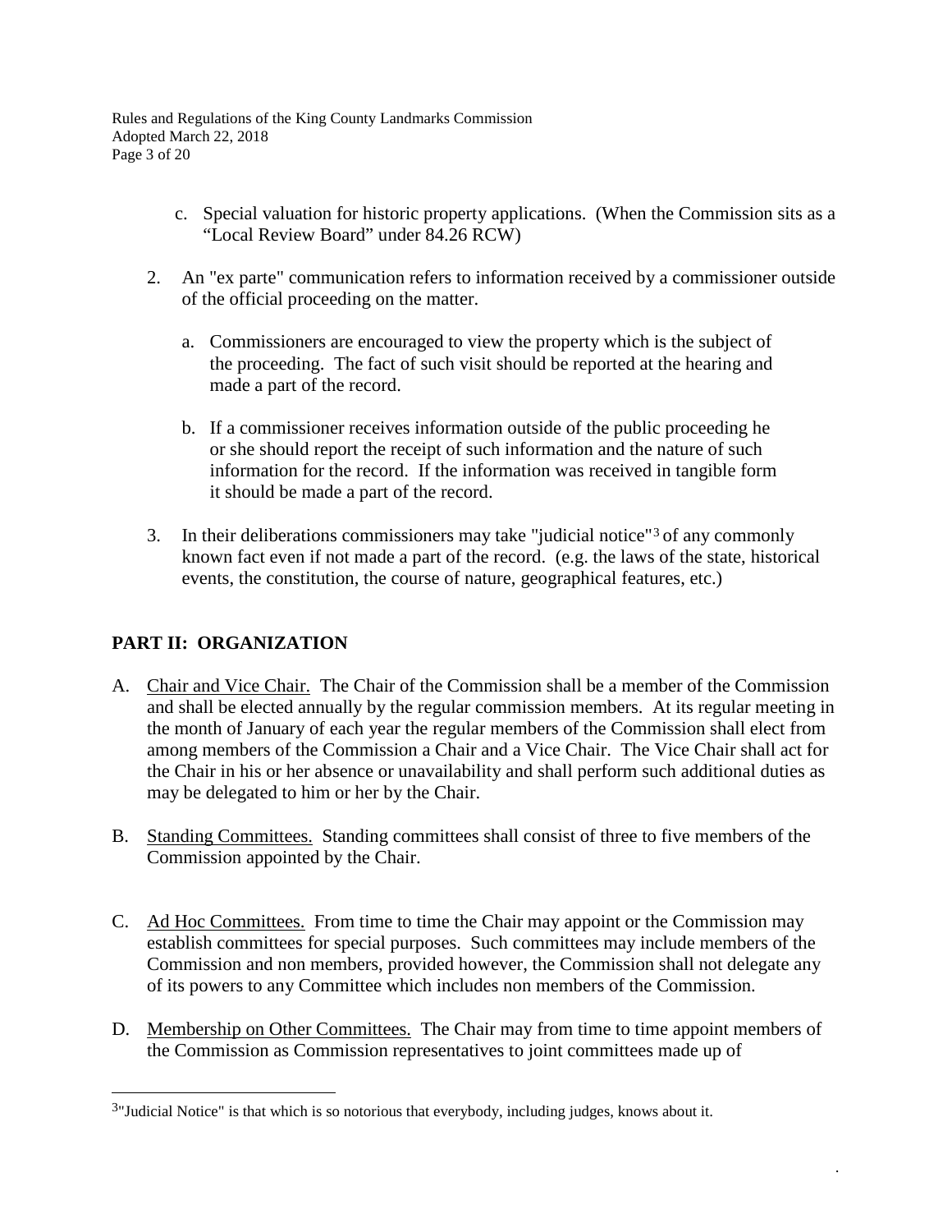c. Special valuation for historic property applications. (When the Commission sits as a "Local Review Board" under 84.26 RCW)

2. An "ex parte" communication refers to information received by a commissioner outside of the official proceeding on the matter.

   a. Commissioners are encouraged to view the property which is the subject of the proceeding. The fact of such visit should be reported at the hearing and made a part of the record.

   b. If a commissioner receives information outside of the public proceeding he or she should report the receipt of such information and the nature of such information for the record. If the information was received in tangible form it should be made a part of the record.

3. In their deliberations commissioners may take "judicial notice"[3] of any commonly known fact even if not made a part of the record. (e.g. the laws of the state, historical events, the constitution, the course of nature, geographical features, etc.)

## PART II: ORGANIZATION

A. Chair and Vice Chair. The Chair of the Commission shall be a member of the Commission and shall be elected annually by the regular commission members. At its regular meeting in the month of January of each year the regular members of the Commission shall elect from among members of the Commission a Chair and a Vice Chair. The Vice Chair shall act for the Chair in his or her absence or unavailability and shall perform such additional duties as may be delegated to him or her by the Chair.

B. Standing Committees. Standing committees shall consist of three to five members of the Commission appointed by the Chair.

C. Ad Hoc Committees. From time to time the Chair may appoint or the Commission may establish committees for special purposes. Such committees may include members of the Commission and non members, provided however, the Commission shall not delegate any of its powers to any Committee which includes non members of the Commission.

D. Membership on Other Committees. The Chair may from time to time appoint members of the Commission as Commission representatives to joint committees made up of

---

[3] "Judicial Notice" is that which is so notorious that everybody, including judges, knows about it.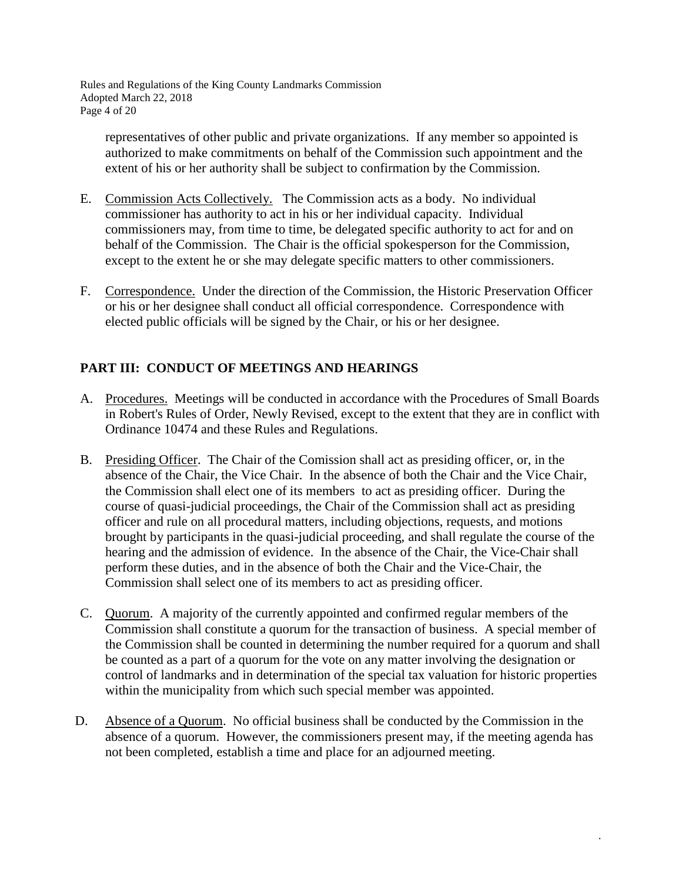representatives of other public and private organizations. If any member so appointed is authorized to make commitments on behalf of the Commission such appointment and the extent of his or her authority shall be subject to confirmation by the Commission.

E. Commission Acts Collectively. The Commission acts as a body. No individual commissioner has authority to act in his or her individual capacity. Individual commissioners may, from time to time, be delegated specific authority to act for and on behalf of the Commission. The Chair is the official spokesperson for the Commission, except to the extent he or she may delegate specific matters to other commissioners.

F. Correspondence. Under the direction of the Commission, the Historic Preservation Officer or his or her designee shall conduct all official correspondence. Correspondence with elected public officials will be signed by the Chair, or his or her designee.

## PART III: CONDUCT OF MEETINGS AND HEARINGS

A. Procedures. Meetings will be conducted in accordance with the Procedures of Small Boards in Robert's Rules of Order, Newly Revised, except to the extent that they are in conflict with Ordinance 10474 and these Rules and Regulations.

B. Presiding Officer. The Chair of the Comission shall act as presiding officer, or, in the absence of the Chair, the Vice Chair. In the absence of both the Chair and the Vice Chair, the Commission shall elect one of its members to act as presiding officer. During the course of quasi-judicial proceedings, the Chair of the Commission shall act as presiding officer and rule on all procedural matters, including objections, requests, and motions brought by participants in the quasi-judicial proceeding, and shall regulate the course of the hearing and the admission of evidence. In the absence of the Chair, the Vice-Chair shall perform these duties, and in the absence of both the Chair and the Vice-Chair, the Commission shall select one of its members to act as presiding officer.

C. Quorum. A majority of the currently appointed and confirmed regular members of the Commission shall constitute a quorum for the transaction of business. A special member of the Commission shall be counted in determining the number required for a quorum and shall be counted as a part of a quorum for the vote on any matter involving the designation or control of landmarks and in determination of the special tax valuation for historic properties within the municipality from which such special member was appointed.

D. Absence of a Quorum. No official business shall be conducted by the Commission in the absence of a quorum. However, the commissioners present may, if the meeting agenda has not been completed, establish a time and place for an adjourned meeting.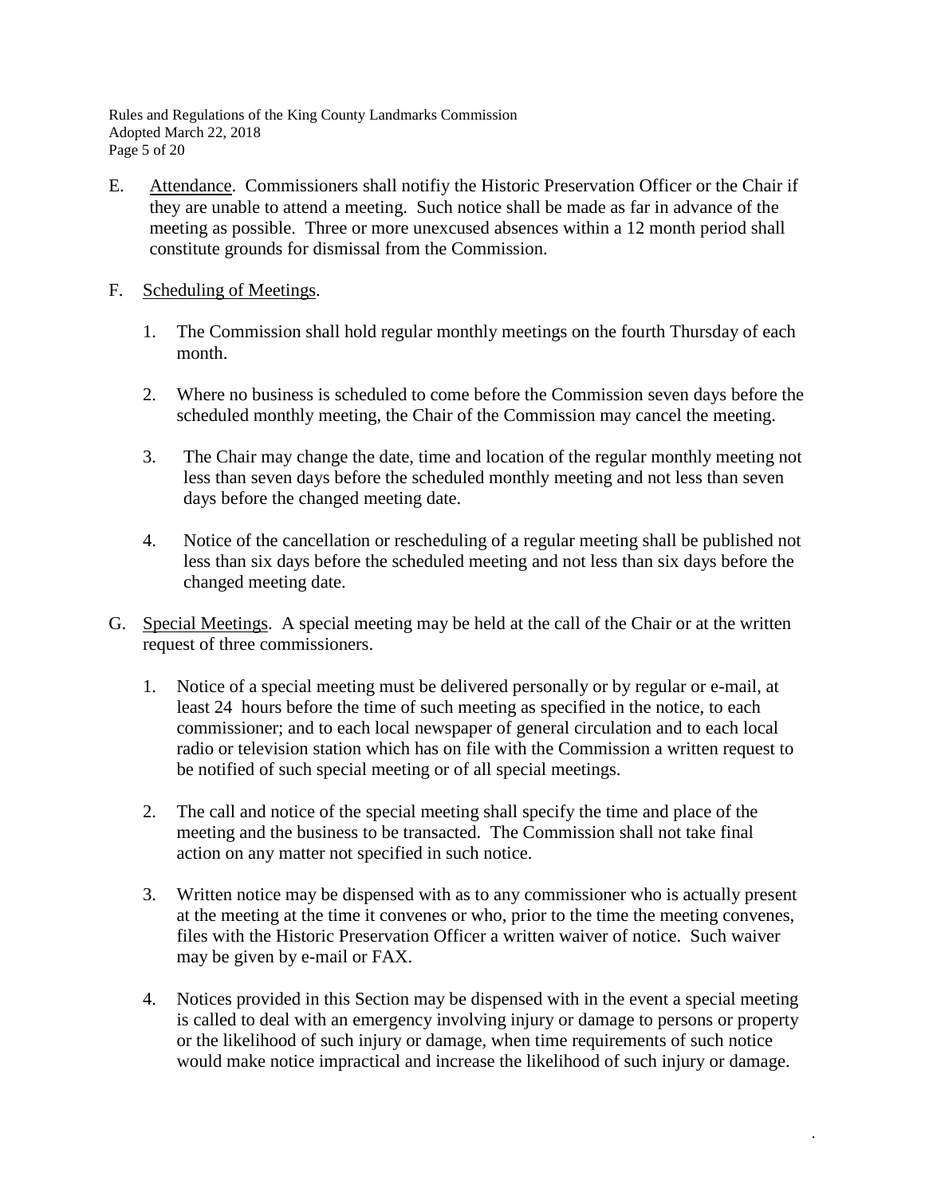E. Attendance. Commissioners shall notifiy the Historic Preservation Officer or the Chair if they are unable to attend a meeting. Such notice shall be made as far in advance of the meeting as possible. Three or more unexcused absences within a 12 month period shall constitute grounds for dismissal from the Commission.

F. Scheduling of Meetings.

1. The Commission shall hold regular monthly meetings on the fourth Thursday of each month.

2. Where no business is scheduled to come before the Commission seven days before the scheduled monthly meeting, the Chair of the Commission may cancel the meeting.

3. The Chair may change the date, time and location of the regular monthly meeting not less than seven days before the scheduled monthly meeting and not less than seven days before the changed meeting date.

4. Notice of the cancellation or rescheduling of a regular meeting shall be published not less than six days before the scheduled meeting and not less than six days before the changed meeting date.

G. Special Meetings. A special meeting may be held at the call of the Chair or at the written request of three commissioners.

1. Notice of a special meeting must be delivered personally or by regular or e-mail, at least 24 hours before the time of such meeting as specified in the notice, to each commissioner; and to each local newspaper of general circulation and to each local radio or television station which has on file with the Commission a written request to be notified of such special meeting or of all special meetings.

2. The call and notice of the special meeting shall specify the time and place of the meeting and the business to be transacted. The Commission shall not take final action on any matter not specified in such notice.

3. Written notice may be dispensed with as to any commissioner who is actually present at the meeting at the time it convenes or who, prior to the time the meeting convenes, files with the Historic Preservation Officer a written waiver of notice. Such waiver may be given by e-mail or FAX.

4. Notices provided in this Section may be dispensed with in the event a special meeting is called to deal with an emergency involving injury or damage to persons or property or the likelihood of such injury or damage, when time requirements of such notice would make notice impractical and increase the likelihood of such injury or damage.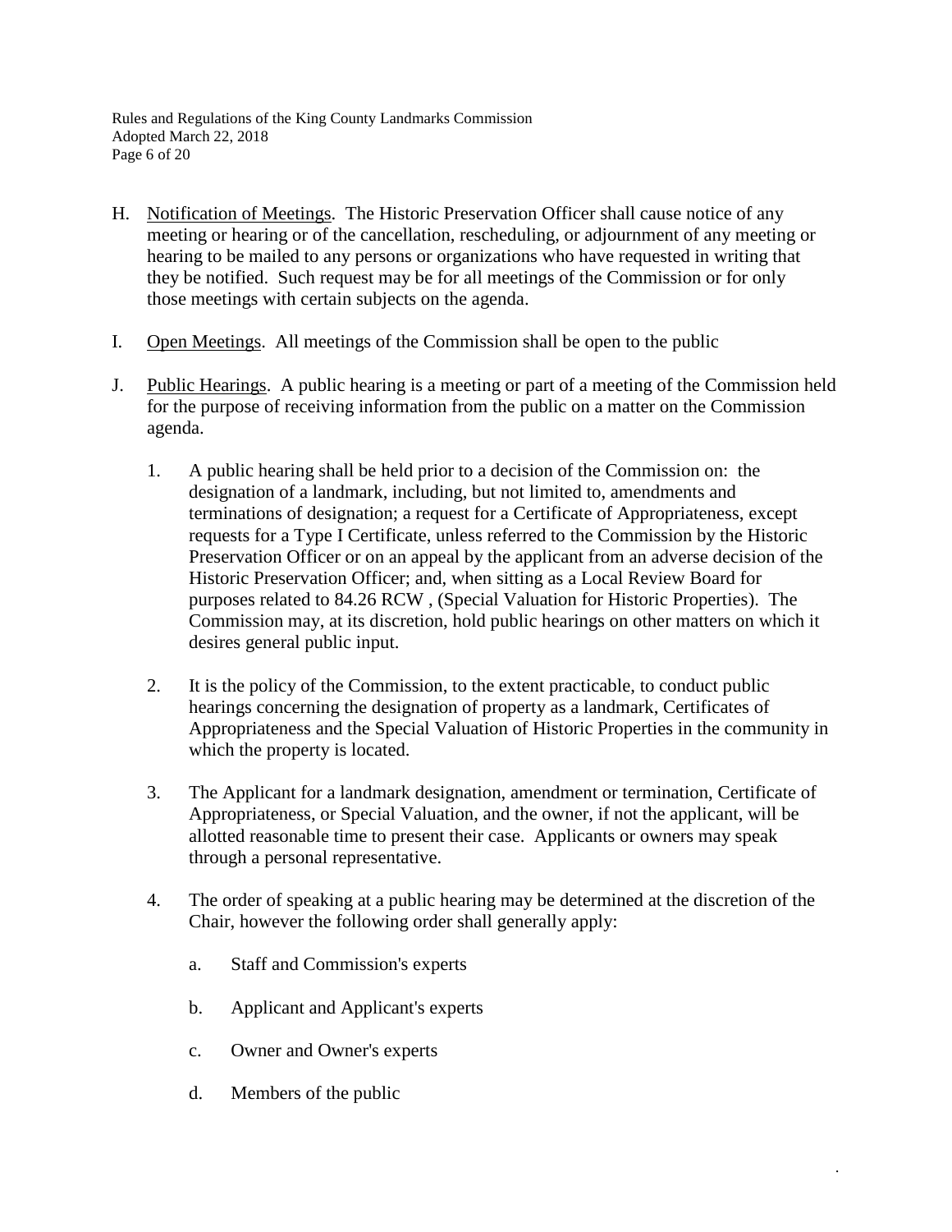H. Notification of Meetings. The Historic Preservation Officer shall cause notice of any meeting or hearing or of the cancellation, rescheduling, or adjournment of any meeting or hearing to be mailed to any persons or organizations who have requested in writing that they be notified. Such request may be for all meetings of the Commission or for only those meetings with certain subjects on the agenda.

I. Open Meetings. All meetings of the Commission shall be open to the public

J. Public Hearings. A public hearing is a meeting or part of a meeting of the Commission held for the purpose of receiving information from the public on a matter on the Commission agenda.

   1. A public hearing shall be held prior to a decision of the Commission on: the designation of a landmark, including, but not limited to, amendments and terminations of designation; a request for a Certificate of Appropriateness, except requests for a Type I Certificate, unless referred to the Commission by the Historic Preservation Officer or on an appeal by the applicant from an adverse decision of the Historic Preservation Officer; and, when sitting as a Local Review Board for purposes related to 84.26 RCW , (Special Valuation for Historic Properties). The Commission may, at its discretion, hold public hearings on other matters on which it desires general public input.

   2. It is the policy of the Commission, to the extent practicable, to conduct public hearings concerning the designation of property as a landmark, Certificates of Appropriateness and the Special Valuation of Historic Properties in the community in which the property is located.

   3. The Applicant for a landmark designation, amendment or termination, Certificate of Appropriateness, or Special Valuation, and the owner, if not the applicant, will be allotted reasonable time to present their case. Applicants or owners may speak through a personal representative.

   4. The order of speaking at a public hearing may be determined at the discretion of the Chair, however the following order shall generally apply:

      a. Staff and Commission's experts

      b. Applicant and Applicant's experts

      c. Owner and Owner's experts

      d. Members of the public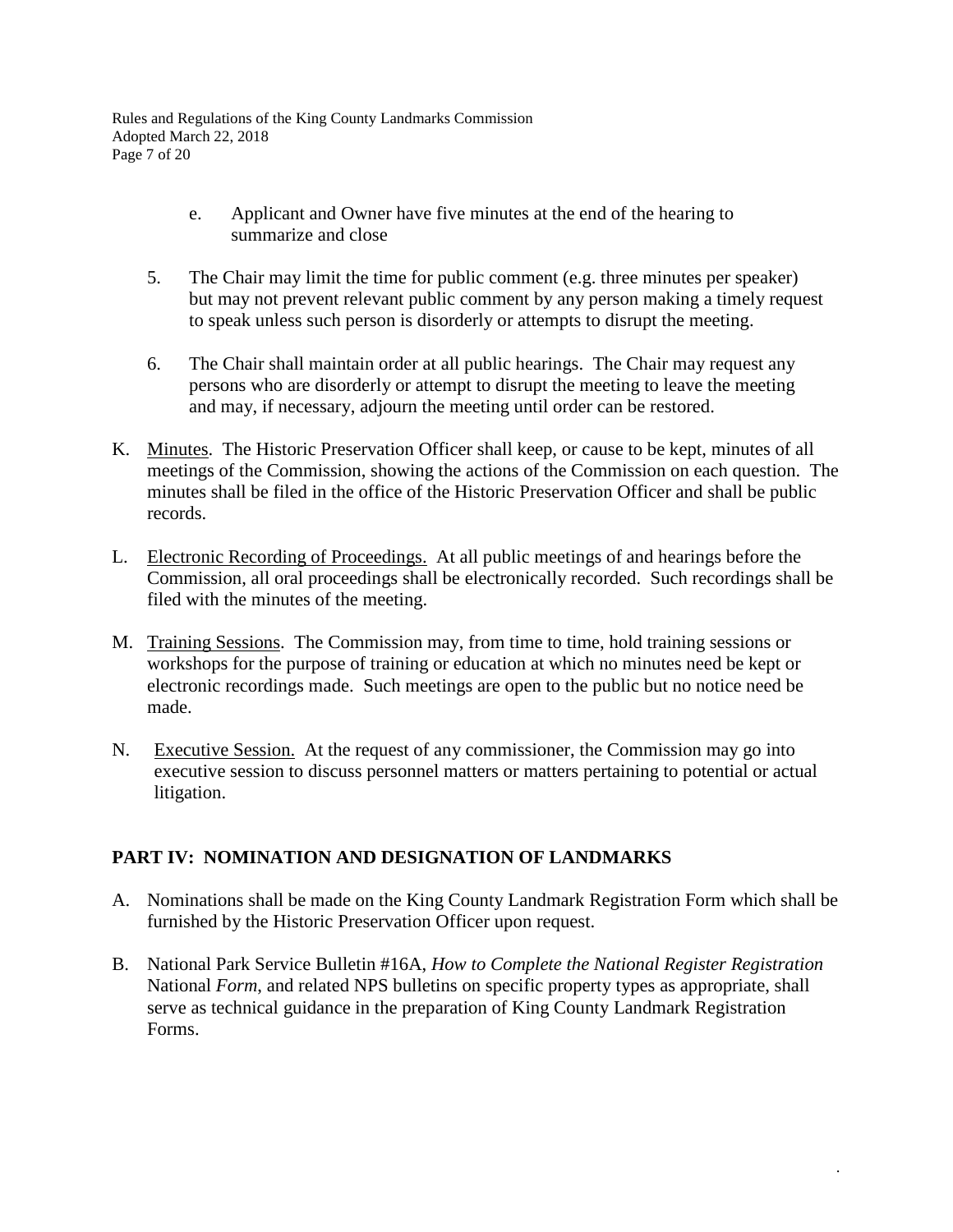e. Applicant and Owner have five minutes at the end of the hearing to summarize and close

5. The Chair may limit the time for public comment (e.g. three minutes per speaker) but may not prevent relevant public comment by any person making a timely request to speak unless such person is disorderly or attempts to disrupt the meeting.

6. The Chair shall maintain order at all public hearings. The Chair may request any persons who are disorderly or attempt to disrupt the meeting to leave the meeting and may, if necessary, adjourn the meeting until order can be restored.

K. Minutes. The Historic Preservation Officer shall keep, or cause to be kept, minutes of all meetings of the Commission, showing the actions of the Commission on each question. The minutes shall be filed in the office of the Historic Preservation Officer and shall be public records.

L. Electronic Recording of Proceedings. At all public meetings of and hearings before the Commission, all oral proceedings shall be electronically recorded. Such recordings shall be filed with the minutes of the meeting.

M. Training Sessions. The Commission may, from time to time, hold training sessions or workshops for the purpose of training or education at which no minutes need be kept or electronic recordings made. Such meetings are open to the public but no notice need be made.

N. Executive Session. At the request of any commissioner, the Commission may go into executive session to discuss personnel matters or matters pertaining to potential or actual litigation.

## PART IV: NOMINATION AND DESIGNATION OF LANDMARKS

A. Nominations shall be made on the King County Landmark Registration Form which shall be furnished by the Historic Preservation Officer upon request.

B. National Park Service Bulletin #16A, *How to Complete the National Register Registration* National *Form*, and related NPS bulletins on specific property types as appropriate, shall serve as technical guidance in the preparation of King County Landmark Registration Forms.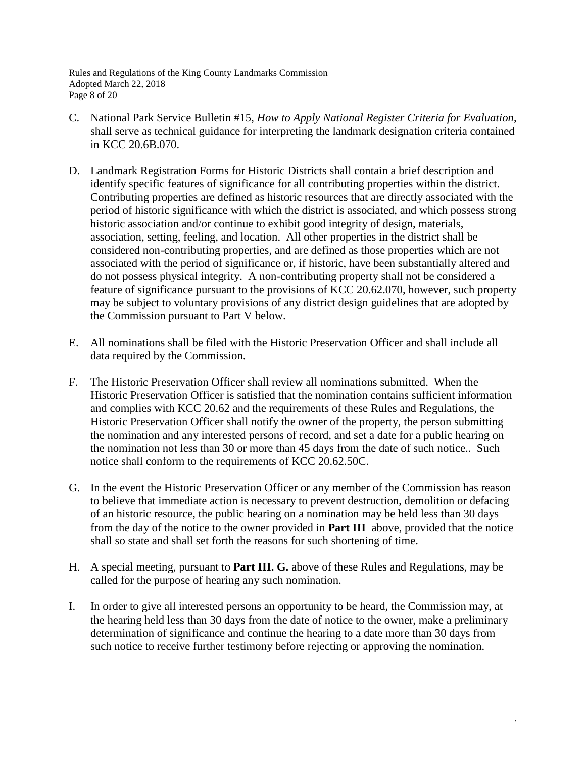C. National Park Service Bulletin #15, *How to Apply National Register Criteria for Evaluation*, shall serve as technical guidance for interpreting the landmark designation criteria contained in KCC 20.6B.070.

D. Landmark Registration Forms for Historic Districts shall contain a brief description and identify specific features of significance for all contributing properties within the district. Contributing properties are defined as historic resources that are directly associated with the period of historic significance with which the district is associated, and which possess strong historic association and/or continue to exhibit good integrity of design, materials, association, setting, feeling, and location. All other properties in the district shall be considered non-contributing properties, and are defined as those properties which are not associated with the period of significance or, if historic, have been substantially altered and do not possess physical integrity. A non-contributing property shall not be considered a feature of significance pursuant to the provisions of KCC 20.62.070, however, such property may be subject to voluntary provisions of any district design guidelines that are adopted by the Commission pursuant to Part V below.

E. All nominations shall be filed with the Historic Preservation Officer and shall include all data required by the Commission.

F. The Historic Preservation Officer shall review all nominations submitted. When the Historic Preservation Officer is satisfied that the nomination contains sufficient information and complies with KCC 20.62 and the requirements of these Rules and Regulations, the Historic Preservation Officer shall notify the owner of the property, the person submitting the nomination and any interested persons of record, and set a date for a public hearing on the nomination not less than 30 or more than 45 days from the date of such notice.. Such notice shall conform to the requirements of KCC 20.62.50C.

G. In the event the Historic Preservation Officer or any member of the Commission has reason to believe that immediate action is necessary to prevent destruction, demolition or defacing of an historic resource, the public hearing on a nomination may be held less than 30 days from the day of the notice to the owner provided in **Part III** above, provided that the notice shall so state and shall set forth the reasons for such shortening of time.

H. A special meeting, pursuant to **Part III. G.** above of these Rules and Regulations, may be called for the purpose of hearing any such nomination.

I. In order to give all interested persons an opportunity to be heard, the Commission may, at the hearing held less than 30 days from the date of notice to the owner, make a preliminary determination of significance and continue the hearing to a date more than 30 days from such notice to receive further testimony before rejecting or approving the nomination.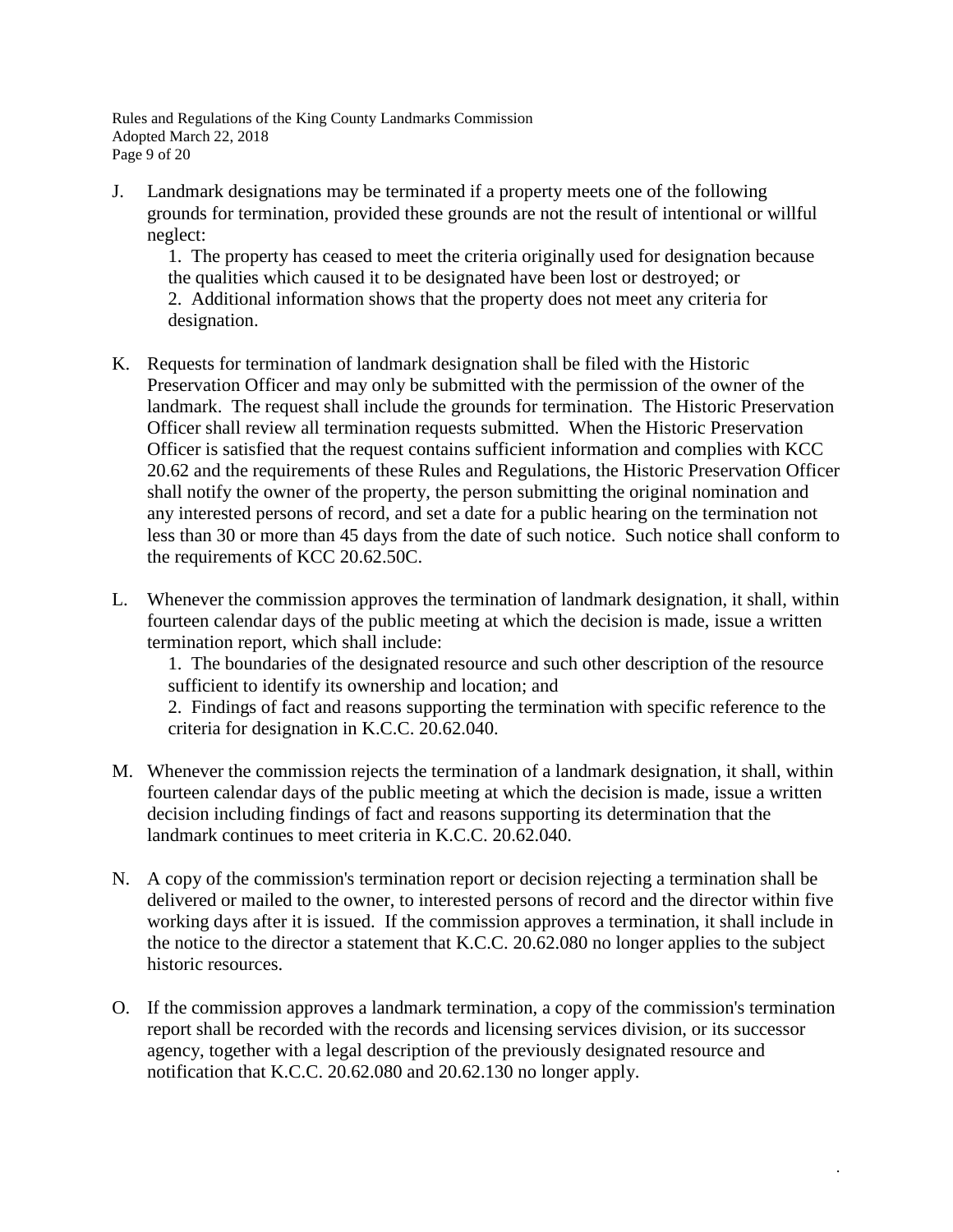J. Landmark designations may be terminated if a property meets one of the following grounds for termination, provided these grounds are not the result of intentional or willful neglect:

    1. The property has ceased to meet the criteria originally used for designation because the qualities which caused it to be designated have been lost or destroyed; or

    2. Additional information shows that the property does not meet any criteria for designation.

K. Requests for termination of landmark designation shall be filed with the Historic Preservation Officer and may only be submitted with the permission of the owner of the landmark. The request shall include the grounds for termination. The Historic Preservation Officer shall review all termination requests submitted. When the Historic Preservation Officer is satisfied that the request contains sufficient information and complies with KCC 20.62 and the requirements of these Rules and Regulations, the Historic Preservation Officer shall notify the owner of the property, the person submitting the original nomination and any interested persons of record, and set a date for a public hearing on the termination not less than 30 or more than 45 days from the date of such notice. Such notice shall conform to the requirements of KCC 20.62.50C.

L. Whenever the commission approves the termination of landmark designation, it shall, within fourteen calendar days of the public meeting at which the decision is made, issue a written termination report, which shall include:

    1. The boundaries of the designated resource and such other description of the resource sufficient to identify its ownership and location; and

    2. Findings of fact and reasons supporting the termination with specific reference to the criteria for designation in K.C.C. 20.62.040.

M. Whenever the commission rejects the termination of a landmark designation, it shall, within fourteen calendar days of the public meeting at which the decision is made, issue a written decision including findings of fact and reasons supporting its determination that the landmark continues to meet criteria in K.C.C. 20.62.040.

N. A copy of the commission's termination report or decision rejecting a termination shall be delivered or mailed to the owner, to interested persons of record and the director within five working days after it is issued. If the commission approves a termination, it shall include in the notice to the director a statement that K.C.C. 20.62.080 no longer applies to the subject historic resources.

O. If the commission approves a landmark termination, a copy of the commission's termination report shall be recorded with the records and licensing services division, or its successor agency, together with a legal description of the previously designated resource and notification that K.C.C. 20.62.080 and 20.62.130 no longer apply.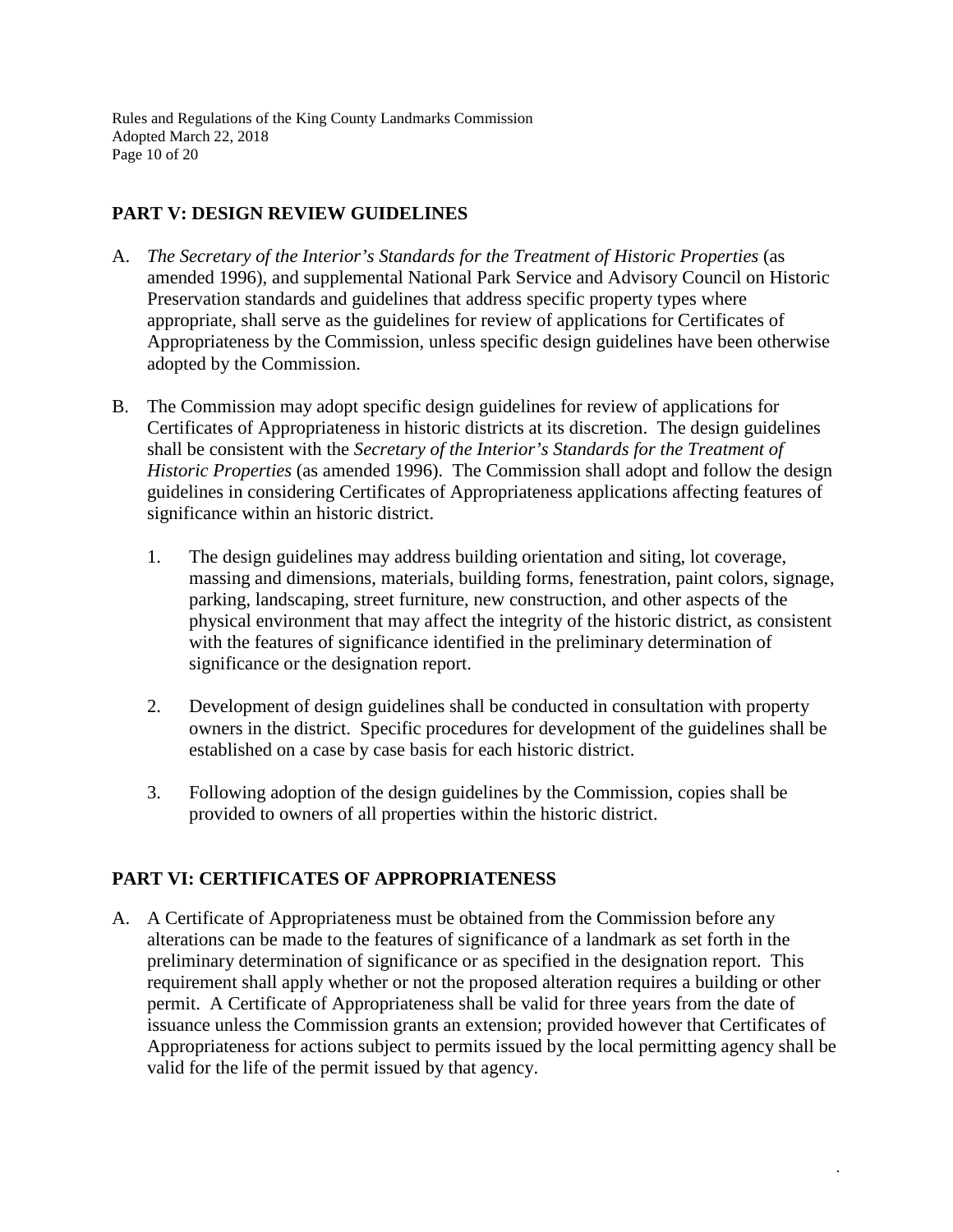## PART V: DESIGN REVIEW GUIDELINES

A. *The Secretary of the Interior's Standards for the Treatment of Historic Properties* (as amended 1996), and supplemental National Park Service and Advisory Council on Historic Preservation standards and guidelines that address specific property types where appropriate, shall serve as the guidelines for review of applications for Certificates of Appropriateness by the Commission, unless specific design guidelines have been otherwise adopted by the Commission.

B. The Commission may adopt specific design guidelines for review of applications for Certificates of Appropriateness in historic districts at its discretion. The design guidelines shall be consistent with the *Secretary of the Interior's Standards for the Treatment of Historic Properties* (as amended 1996). The Commission shall adopt and follow the design guidelines in considering Certificates of Appropriateness applications affecting features of significance within an historic district.

   1. The design guidelines may address building orientation and siting, lot coverage, massing and dimensions, materials, building forms, fenestration, paint colors, signage, parking, landscaping, street furniture, new construction, and other aspects of the physical environment that may affect the integrity of the historic district, as consistent with the features of significance identified in the preliminary determination of significance or the designation report.

   2. Development of design guidelines shall be conducted in consultation with property owners in the district. Specific procedures for development of the guidelines shall be established on a case by case basis for each historic district.

   3. Following adoption of the design guidelines by the Commission, copies shall be provided to owners of all properties within the historic district.

## PART VI: CERTIFICATES OF APPROPRIATENESS

A. A Certificate of Appropriateness must be obtained from the Commission before any alterations can be made to the features of significance of a landmark as set forth in the preliminary determination of significance or as specified in the designation report. This requirement shall apply whether or not the proposed alteration requires a building or other permit. A Certificate of Appropriateness shall be valid for three years from the date of issuance unless the Commission grants an extension; provided however that Certificates of Appropriateness for actions subject to permits issued by the local permitting agency shall be valid for the life of the permit issued by that agency.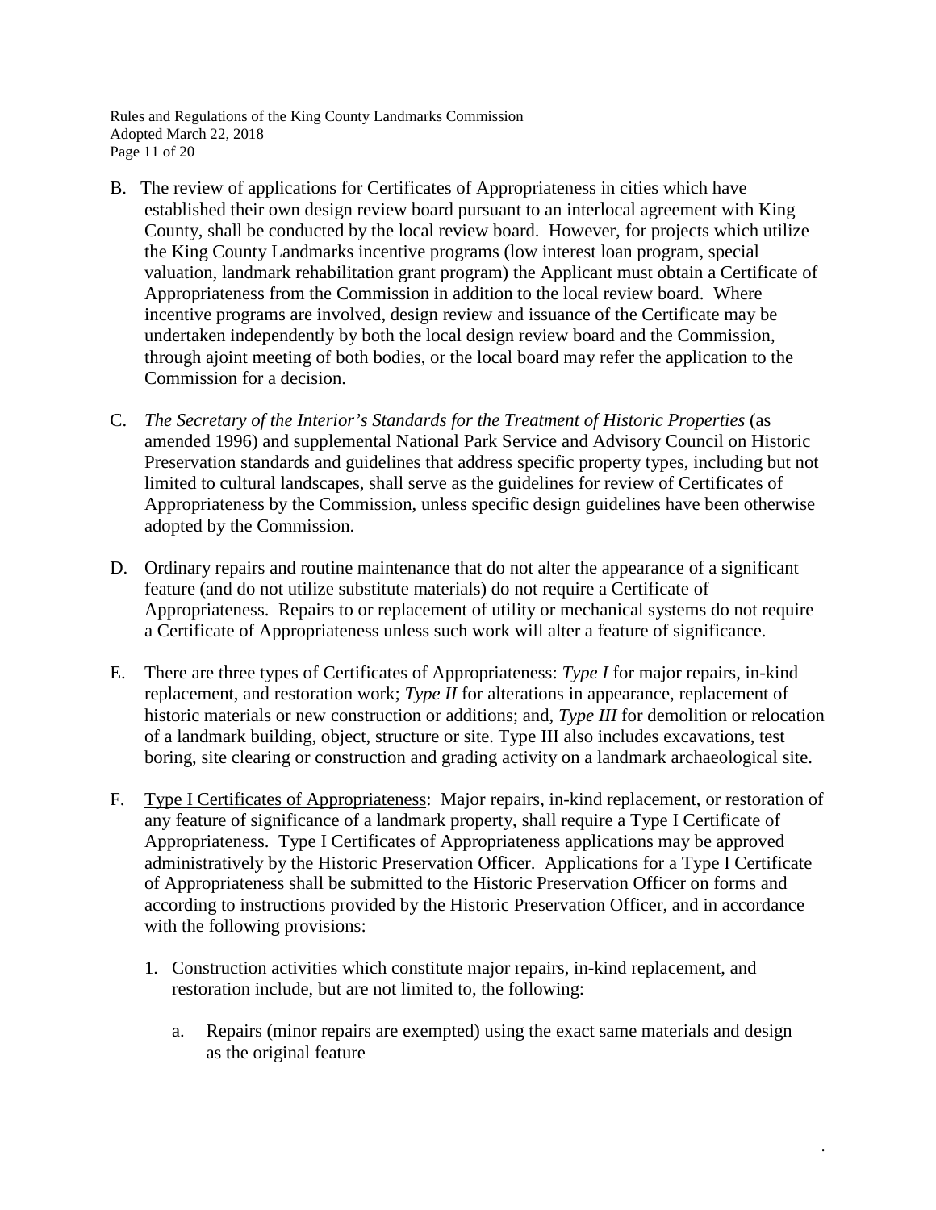B. The review of applications for Certificates of Appropriateness in cities which have established their own design review board pursuant to an interlocal agreement with King County, shall be conducted by the local review board. However, for projects which utilize the King County Landmarks incentive programs (low interest loan program, special valuation, landmark rehabilitation grant program) the Applicant must obtain a Certificate of Appropriateness from the Commission in addition to the local review board. Where incentive programs are involved, design review and issuance of the Certificate may be undertaken independently by both the local design review board and the Commission, through ajoint meeting of both bodies, or the local board may refer the application to the Commission for a decision.

C. *The Secretary of the Interior's Standards for the Treatment of Historic Properties* (as amended 1996) and supplemental National Park Service and Advisory Council on Historic Preservation standards and guidelines that address specific property types, including but not limited to cultural landscapes, shall serve as the guidelines for review of Certificates of Appropriateness by the Commission, unless specific design guidelines have been otherwise adopted by the Commission.

D. Ordinary repairs and routine maintenance that do not alter the appearance of a significant feature (and do not utilize substitute materials) do not require a Certificate of Appropriateness. Repairs to or replacement of utility or mechanical systems do not require a Certificate of Appropriateness unless such work will alter a feature of significance.

E. There are three types of Certificates of Appropriateness: *Type I* for major repairs, in-kind replacement, and restoration work; *Type II* for alterations in appearance, replacement of historic materials or new construction or additions; and, *Type III* for demolition or relocation of a landmark building, object, structure or site. Type III also includes excavations, test boring, site clearing or construction and grading activity on a landmark archaeological site.

F. <u>Type I Certificates of Appropriateness</u>: Major repairs, in-kind replacement, or restoration of any feature of significance of a landmark property, shall require a Type I Certificate of Appropriateness. Type I Certificates of Appropriateness applications may be approved administratively by the Historic Preservation Officer. Applications for a Type I Certificate of Appropriateness shall be submitted to the Historic Preservation Officer on forms and according to instructions provided by the Historic Preservation Officer, and in accordance with the following provisions:

   1. Construction activities which constitute major repairs, in-kind replacement, and restoration include, but are not limited to, the following:

      a. Repairs (minor repairs are exempted) using the exact same materials and design as the original feature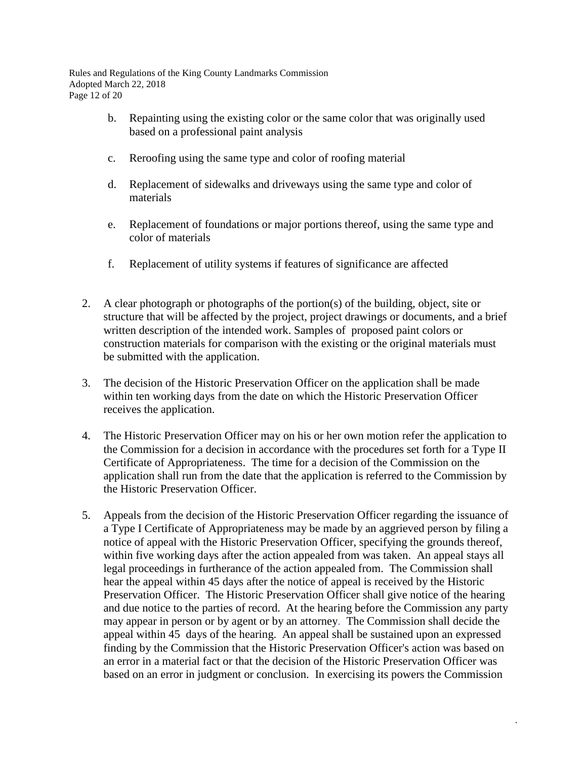b. Repainting using the existing color or the same color that was originally used based on a professional paint analysis

c. Reroofing using the same type and color of roofing material

d. Replacement of sidewalks and driveways using the same type and color of materials

e. Replacement of foundations or major portions thereof, using the same type and color of materials

f. Replacement of utility systems if features of significance are affected

2. A clear photograph or photographs of the portion(s) of the building, object, site or structure that will be affected by the project, project drawings or documents, and a brief written description of the intended work. Samples of proposed paint colors or construction materials for comparison with the existing or the original materials must be submitted with the application.

3. The decision of the Historic Preservation Officer on the application shall be made within ten working days from the date on which the Historic Preservation Officer receives the application.

4. The Historic Preservation Officer may on his or her own motion refer the application to the Commission for a decision in accordance with the procedures set forth for a Type II Certificate of Appropriateness. The time for a decision of the Commission on the application shall run from the date that the application is referred to the Commission by the Historic Preservation Officer.

5. Appeals from the decision of the Historic Preservation Officer regarding the issuance of a Type I Certificate of Appropriateness may be made by an aggrieved person by filing a notice of appeal with the Historic Preservation Officer, specifying the grounds thereof, within five working days after the action appealed from was taken. An appeal stays all legal proceedings in furtherance of the action appealed from. The Commission shall hear the appeal within 45 days after the notice of appeal is received by the Historic Preservation Officer. The Historic Preservation Officer shall give notice of the hearing and due notice to the parties of record. At the hearing before the Commission any party may appear in person or by agent or by an attorney. The Commission shall decide the appeal within 45 days of the hearing. An appeal shall be sustained upon an expressed finding by the Commission that the Historic Preservation Officer's action was based on an error in a material fact or that the decision of the Historic Preservation Officer was based on an error in judgment or conclusion. In exercising its powers the Commission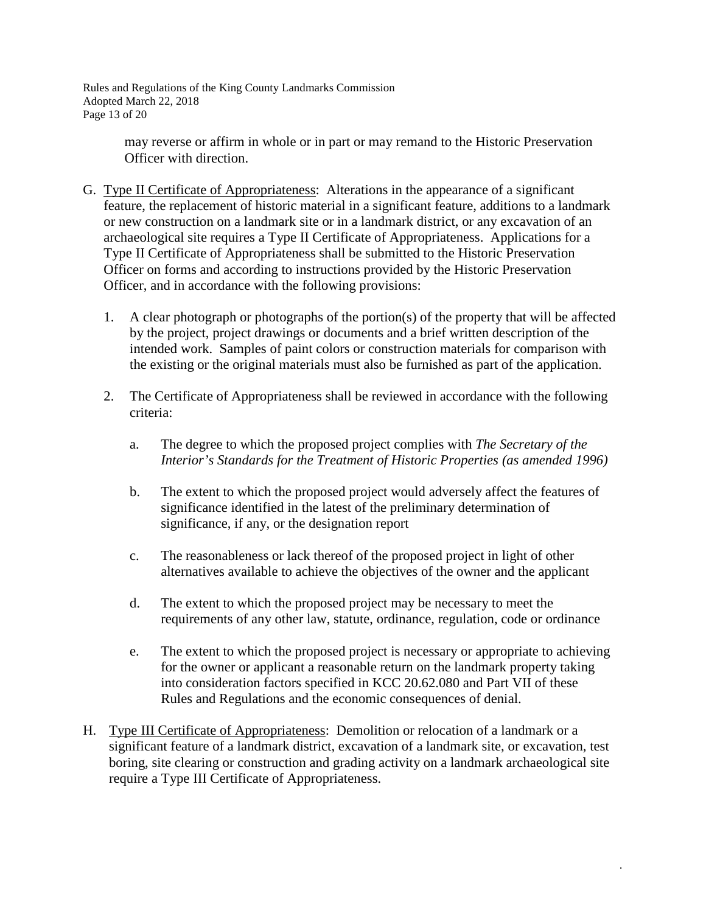may reverse or affirm in whole or in part or may remand to the Historic Preservation Officer with direction.

G. Type II Certificate of Appropriateness: Alterations in the appearance of a significant feature, the replacement of historic material in a significant feature, additions to a landmark or new construction on a landmark site or in a landmark district, or any excavation of an archaeological site requires a Type II Certificate of Appropriateness. Applications for a Type II Certificate of Appropriateness shall be submitted to the Historic Preservation Officer on forms and according to instructions provided by the Historic Preservation Officer, and in accordance with the following provisions:

   1. A clear photograph or photographs of the portion(s) of the property that will be affected by the project, project drawings or documents and a brief written description of the intended work. Samples of paint colors or construction materials for comparison with the existing or the original materials must also be furnished as part of the application.

   2. The Certificate of Appropriateness shall be reviewed in accordance with the following criteria:

      a. The degree to which the proposed project complies with *The Secretary of the Interior's Standards for the Treatment of Historic Properties (as amended 1996)*

      b. The extent to which the proposed project would adversely affect the features of significance identified in the latest of the preliminary determination of significance, if any, or the designation report

      c. The reasonableness or lack thereof of the proposed project in light of other alternatives available to achieve the objectives of the owner and the applicant

      d. The extent to which the proposed project may be necessary to meet the requirements of any other law, statute, ordinance, regulation, code or ordinance

      e. The extent to which the proposed project is necessary or appropriate to achieving for the owner or applicant a reasonable return on the landmark property taking into consideration factors specified in KCC 20.62.080 and Part VII of these Rules and Regulations and the economic consequences of denial.

H. Type III Certificate of Appropriateness: Demolition or relocation of a landmark or a significant feature of a landmark district, excavation of a landmark site, or excavation, test boring, site clearing or construction and grading activity on a landmark archaeological site require a Type III Certificate of Appropriateness.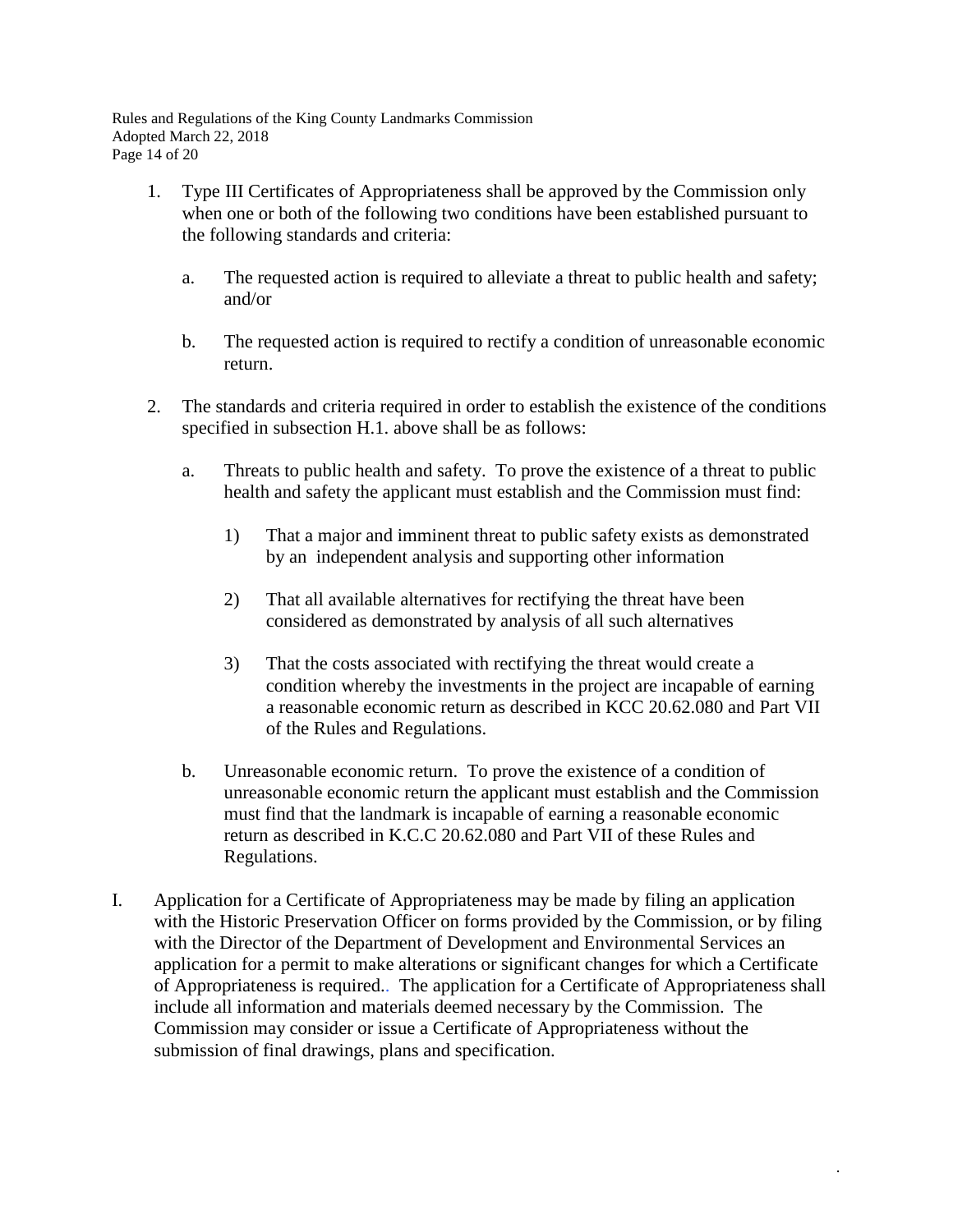1. Type III Certificates of Appropriateness shall be approved by the Commission only when one or both of the following two conditions have been established pursuant to the following standards and criteria:

   a. The requested action is required to alleviate a threat to public health and safety; and/or

   b. The requested action is required to rectify a condition of unreasonable economic return.

2. The standards and criteria required in order to establish the existence of the conditions specified in subsection H.1. above shall be as follows:

   a. Threats to public health and safety. To prove the existence of a threat to public health and safety the applicant must establish and the Commission must find:

      1) That a major and imminent threat to public safety exists as demonstrated by an independent analysis and supporting other information

      2) That all available alternatives for rectifying the threat have been considered as demonstrated by analysis of all such alternatives

      3) That the costs associated with rectifying the threat would create a condition whereby the investments in the project are incapable of earning a reasonable economic return as described in KCC 20.62.080 and Part VII of the Rules and Regulations.

   b. Unreasonable economic return. To prove the existence of a condition of unreasonable economic return the applicant must establish and the Commission must find that the landmark is incapable of earning a reasonable economic return as described in K.C.C 20.62.080 and Part VII of these Rules and Regulations.

I. Application for a Certificate of Appropriateness may be made by filing an application with the Historic Preservation Officer on forms provided by the Commission, or by filing with the Director of the Department of Development and Environmental Services an application for a permit to make alterations or significant changes for which a Certificate of Appropriateness is required.. The application for a Certificate of Appropriateness shall include all information and materials deemed necessary by the Commission. The Commission may consider or issue a Certificate of Appropriateness without the submission of final drawings, plans and specification.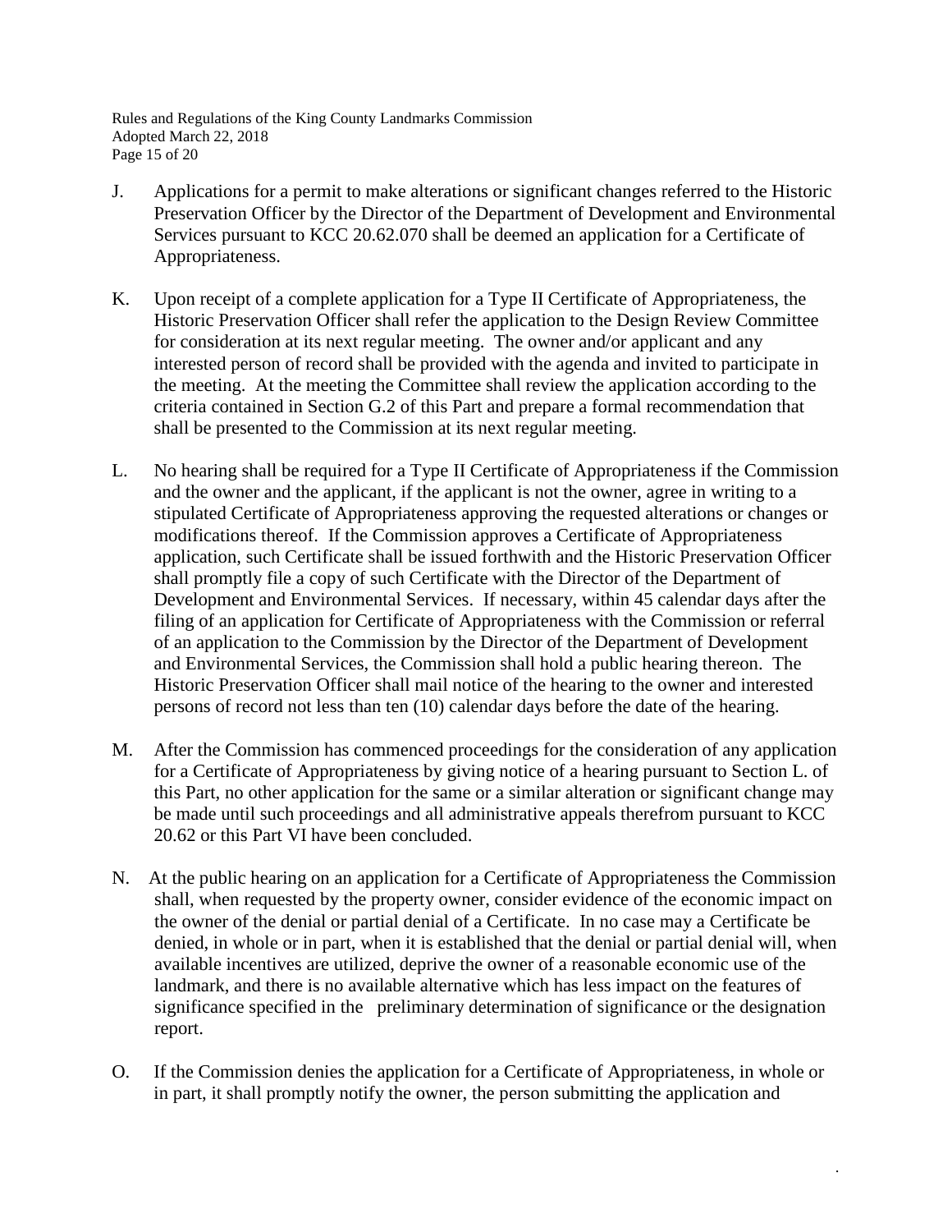J. Applications for a permit to make alterations or significant changes referred to the Historic Preservation Officer by the Director of the Department of Development and Environmental Services pursuant to KCC 20.62.070 shall be deemed an application for a Certificate of Appropriateness.

K. Upon receipt of a complete application for a Type II Certificate of Appropriateness, the Historic Preservation Officer shall refer the application to the Design Review Committee for consideration at its next regular meeting. The owner and/or applicant and any interested person of record shall be provided with the agenda and invited to participate in the meeting. At the meeting the Committee shall review the application according to the criteria contained in Section G.2 of this Part and prepare a formal recommendation that shall be presented to the Commission at its next regular meeting.

L. No hearing shall be required for a Type II Certificate of Appropriateness if the Commission and the owner and the applicant, if the applicant is not the owner, agree in writing to a stipulated Certificate of Appropriateness approving the requested alterations or changes or modifications thereof. If the Commission approves a Certificate of Appropriateness application, such Certificate shall be issued forthwith and the Historic Preservation Officer shall promptly file a copy of such Certificate with the Director of the Department of Development and Environmental Services. If necessary, within 45 calendar days after the filing of an application for Certificate of Appropriateness with the Commission or referral of an application to the Commission by the Director of the Department of Development and Environmental Services, the Commission shall hold a public hearing thereon. The Historic Preservation Officer shall mail notice of the hearing to the owner and interested persons of record not less than ten (10) calendar days before the date of the hearing.

M. After the Commission has commenced proceedings for the consideration of any application for a Certificate of Appropriateness by giving notice of a hearing pursuant to Section L. of this Part, no other application for the same or a similar alteration or significant change may be made until such proceedings and all administrative appeals therefrom pursuant to KCC 20.62 or this Part VI have been concluded.

N. At the public hearing on an application for a Certificate of Appropriateness the Commission shall, when requested by the property owner, consider evidence of the economic impact on the owner of the denial or partial denial of a Certificate. In no case may a Certificate be denied, in whole or in part, when it is established that the denial or partial denial will, when available incentives are utilized, deprive the owner of a reasonable economic use of the landmark, and there is no available alternative which has less impact on the features of significance specified in the preliminary determination of significance or the designation report.

O. If the Commission denies the application for a Certificate of Appropriateness, in whole or in part, it shall promptly notify the owner, the person submitting the application and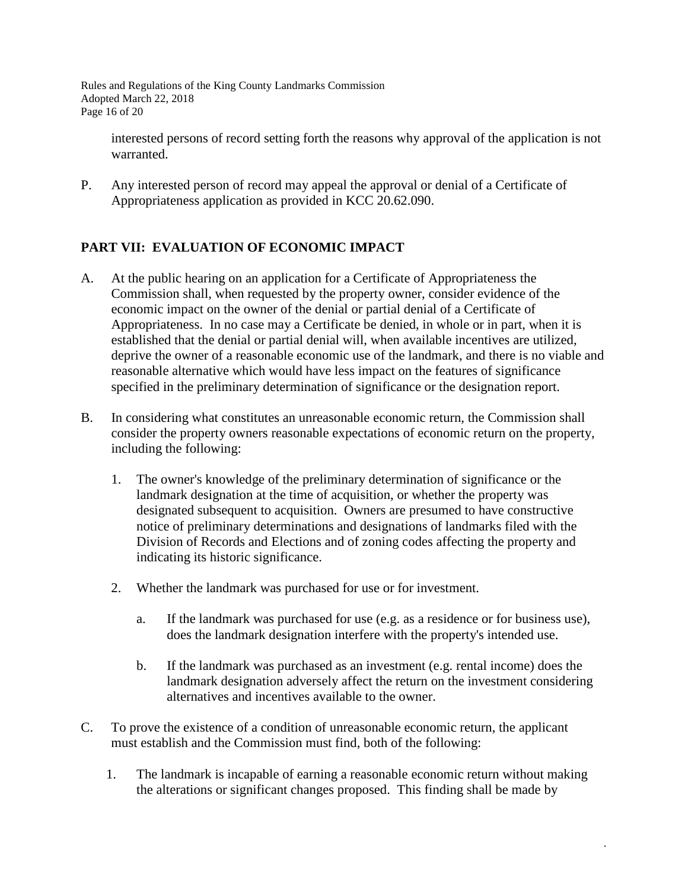interested persons of record setting forth the reasons why approval of the application is not warranted.

P. Any interested person of record may appeal the approval or denial of a Certificate of Appropriateness application as provided in KCC 20.62.090.

## PART VII: EVALUATION OF ECONOMIC IMPACT

A. At the public hearing on an application for a Certificate of Appropriateness the Commission shall, when requested by the property owner, consider evidence of the economic impact on the owner of the denial or partial denial of a Certificate of Appropriateness. In no case may a Certificate be denied, in whole or in part, when it is established that the denial or partial denial will, when available incentives are utilized, deprive the owner of a reasonable economic use of the landmark, and there is no viable and reasonable alternative which would have less impact on the features of significance specified in the preliminary determination of significance or the designation report.

B. In considering what constitutes an unreasonable economic return, the Commission shall consider the property owners reasonable expectations of economic return on the property, including the following:

   1. The owner's knowledge of the preliminary determination of significance or the landmark designation at the time of acquisition, or whether the property was designated subsequent to acquisition. Owners are presumed to have constructive notice of preliminary determinations and designations of landmarks filed with the Division of Records and Elections and of zoning codes affecting the property and indicating its historic significance.

   2. Whether the landmark was purchased for use or for investment.

      a. If the landmark was purchased for use (e.g. as a residence or for business use), does the landmark designation interfere with the property's intended use.

      b. If the landmark was purchased as an investment (e.g. rental income) does the landmark designation adversely affect the return on the investment considering alternatives and incentives available to the owner.

C. To prove the existence of a condition of unreasonable economic return, the applicant must establish and the Commission must find, both of the following:

   1. The landmark is incapable of earning a reasonable economic return without making the alterations or significant changes proposed. This finding shall be made by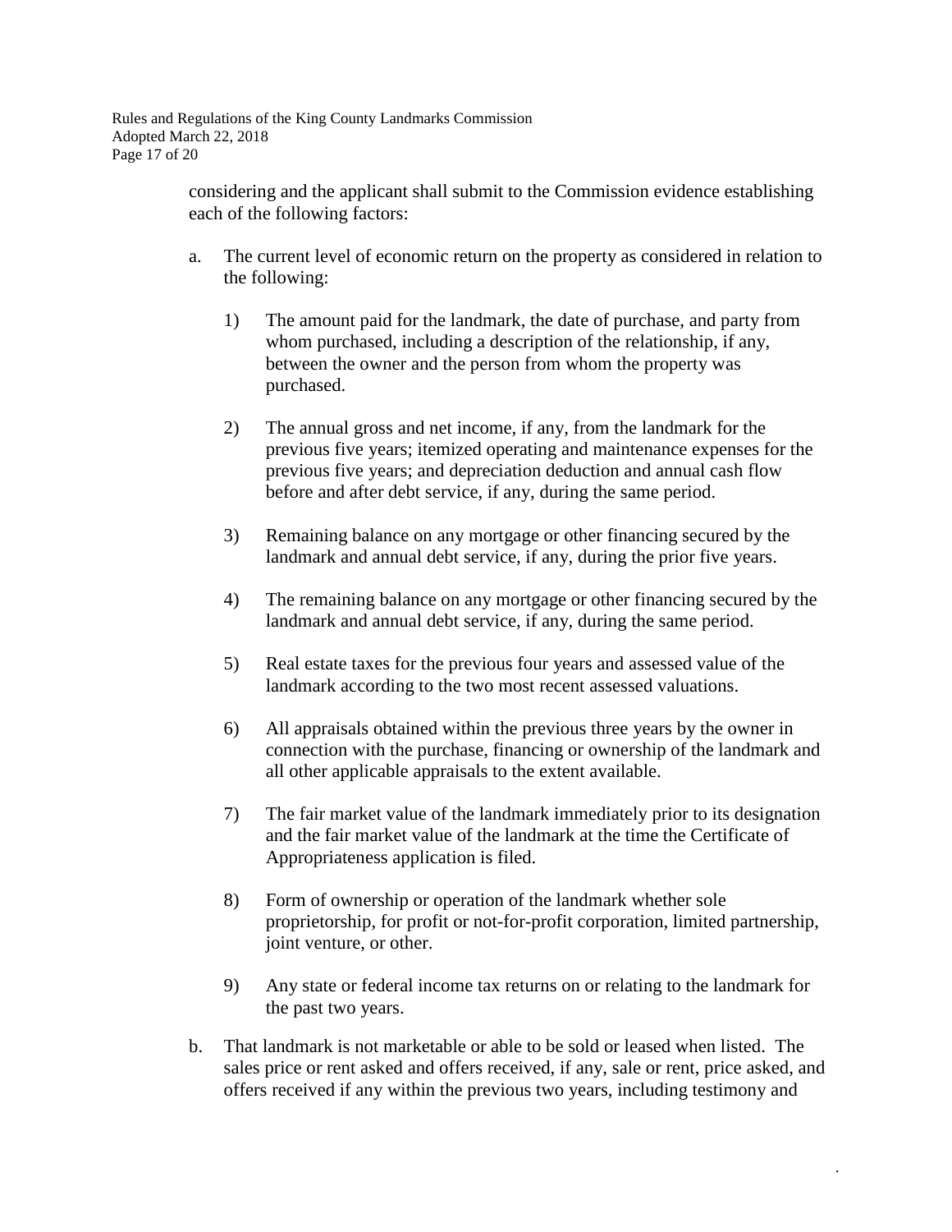considering and the applicant shall submit to the Commission evidence establishing each of the following factors:

a. The current level of economic return on the property as considered in relation to the following:

   1) The amount paid for the landmark, the date of purchase, and party from whom purchased, including a description of the relationship, if any, between the owner and the person from whom the property was purchased.

   2) The annual gross and net income, if any, from the landmark for the previous five years; itemized operating and maintenance expenses for the previous five years; and depreciation deduction and annual cash flow before and after debt service, if any, during the same period.

   3) Remaining balance on any mortgage or other financing secured by the landmark and annual debt service, if any, during the prior five years.

   4) The remaining balance on any mortgage or other financing secured by the landmark and annual debt service, if any, during the same period.

   5) Real estate taxes for the previous four years and assessed value of the landmark according to the two most recent assessed valuations.

   6) All appraisals obtained within the previous three years by the owner in connection with the purchase, financing or ownership of the landmark and all other applicable appraisals to the extent available.

   7) The fair market value of the landmark immediately prior to its designation and the fair market value of the landmark at the time the Certificate of Appropriateness application is filed.

   8) Form of ownership or operation of the landmark whether sole proprietorship, for profit or not-for-profit corporation, limited partnership, joint venture, or other.

   9) Any state or federal income tax returns on or relating to the landmark for the past two years.

b. That landmark is not marketable or able to be sold or leased when listed. The sales price or rent asked and offers received, if any, sale or rent, price asked, and offers received if any within the previous two years, including testimony and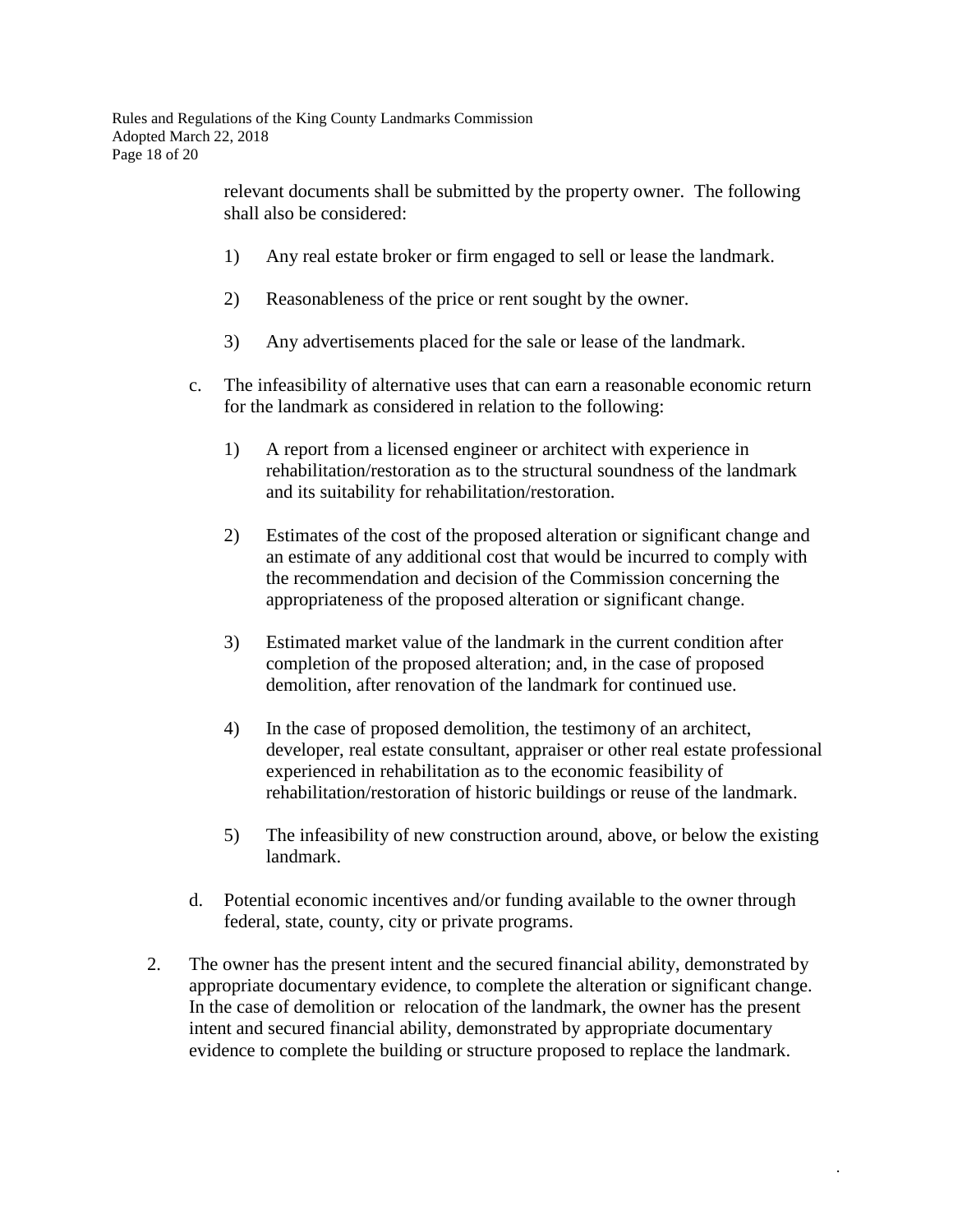relevant documents shall be submitted by the property owner. The following shall also be considered:

1) Any real estate broker or firm engaged to sell or lease the landmark.

2) Reasonableness of the price or rent sought by the owner.

3) Any advertisements placed for the sale or lease of the landmark.

c. The infeasibility of alternative uses that can earn a reasonable economic return for the landmark as considered in relation to the following:

1) A report from a licensed engineer or architect with experience in rehabilitation/restoration as to the structural soundness of the landmark and its suitability for rehabilitation/restoration.

2) Estimates of the cost of the proposed alteration or significant change and an estimate of any additional cost that would be incurred to comply with the recommendation and decision of the Commission concerning the appropriateness of the proposed alteration or significant change.

3) Estimated market value of the landmark in the current condition after completion of the proposed alteration; and, in the case of proposed demolition, after renovation of the landmark for continued use.

4) In the case of proposed demolition, the testimony of an architect, developer, real estate consultant, appraiser or other real estate professional experienced in rehabilitation as to the economic feasibility of rehabilitation/restoration of historic buildings or reuse of the landmark.

5) The infeasibility of new construction around, above, or below the existing landmark.

d. Potential economic incentives and/or funding available to the owner through federal, state, county, city or private programs.

2. The owner has the present intent and the secured financial ability, demonstrated by appropriate documentary evidence, to complete the alteration or significant change. In the case of demolition or relocation of the landmark, the owner has the present intent and secured financial ability, demonstrated by appropriate documentary evidence to complete the building or structure proposed to replace the landmark.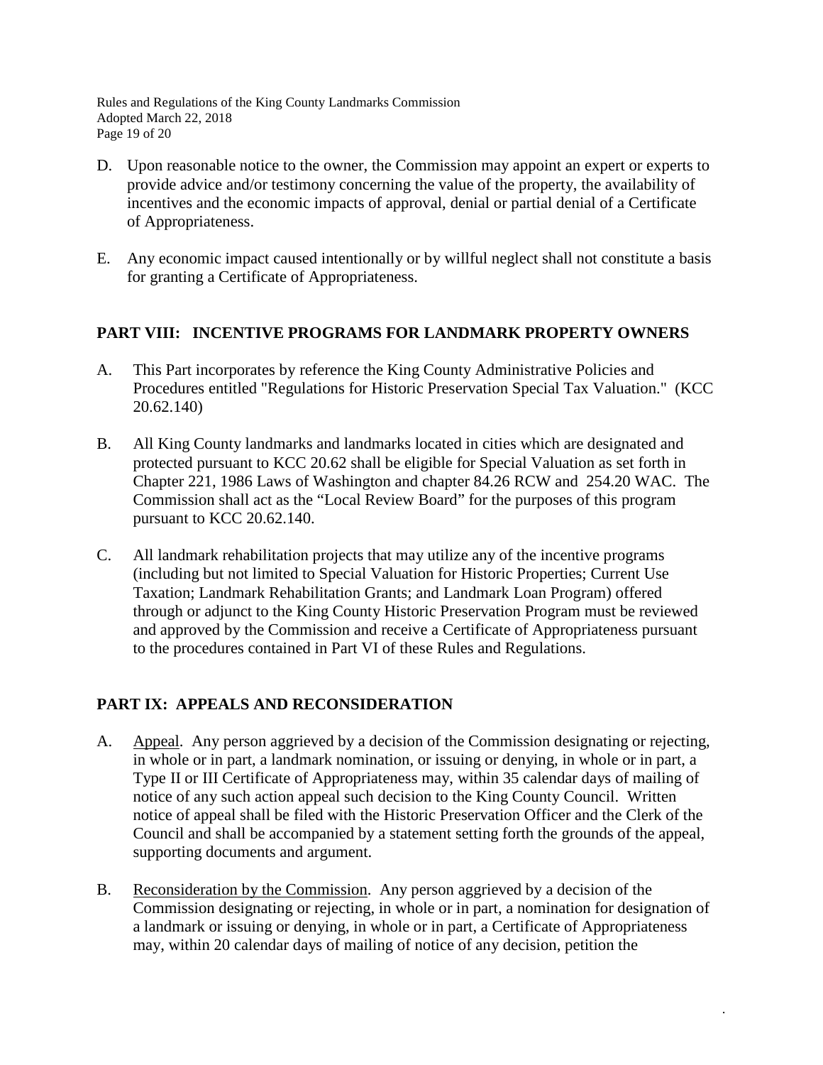D. Upon reasonable notice to the owner, the Commission may appoint an expert or experts to provide advice and/or testimony concerning the value of the property, the availability of incentives and the economic impacts of approval, denial or partial denial of a Certificate of Appropriateness.

E. Any economic impact caused intentionally or by willful neglect shall not constitute a basis for granting a Certificate of Appropriateness.

## PART VIII: INCENTIVE PROGRAMS FOR LANDMARK PROPERTY OWNERS

A. This Part incorporates by reference the King County Administrative Policies and Procedures entitled "Regulations for Historic Preservation Special Tax Valuation." (KCC 20.62.140)

B. All King County landmarks and landmarks located in cities which are designated and protected pursuant to KCC 20.62 shall be eligible for Special Valuation as set forth in Chapter 221, 1986 Laws of Washington and chapter 84.26 RCW and 254.20 WAC. The Commission shall act as the "Local Review Board" for the purposes of this program pursuant to KCC 20.62.140.

C. All landmark rehabilitation projects that may utilize any of the incentive programs (including but not limited to Special Valuation for Historic Properties; Current Use Taxation; Landmark Rehabilitation Grants; and Landmark Loan Program) offered through or adjunct to the King County Historic Preservation Program must be reviewed and approved by the Commission and receive a Certificate of Appropriateness pursuant to the procedures contained in Part VI of these Rules and Regulations.

## PART IX: APPEALS AND RECONSIDERATION

A. Appeal. Any person aggrieved by a decision of the Commission designating or rejecting, in whole or in part, a landmark nomination, or issuing or denying, in whole or in part, a Type II or III Certificate of Appropriateness may, within 35 calendar days of mailing of notice of any such action appeal such decision to the King County Council. Written notice of appeal shall be filed with the Historic Preservation Officer and the Clerk of the Council and shall be accompanied by a statement setting forth the grounds of the appeal, supporting documents and argument.

B. Reconsideration by the Commission. Any person aggrieved by a decision of the Commission designating or rejecting, in whole or in part, a nomination for designation of a landmark or issuing or denying, in whole or in part, a Certificate of Appropriateness may, within 20 calendar days of mailing of notice of any decision, petition the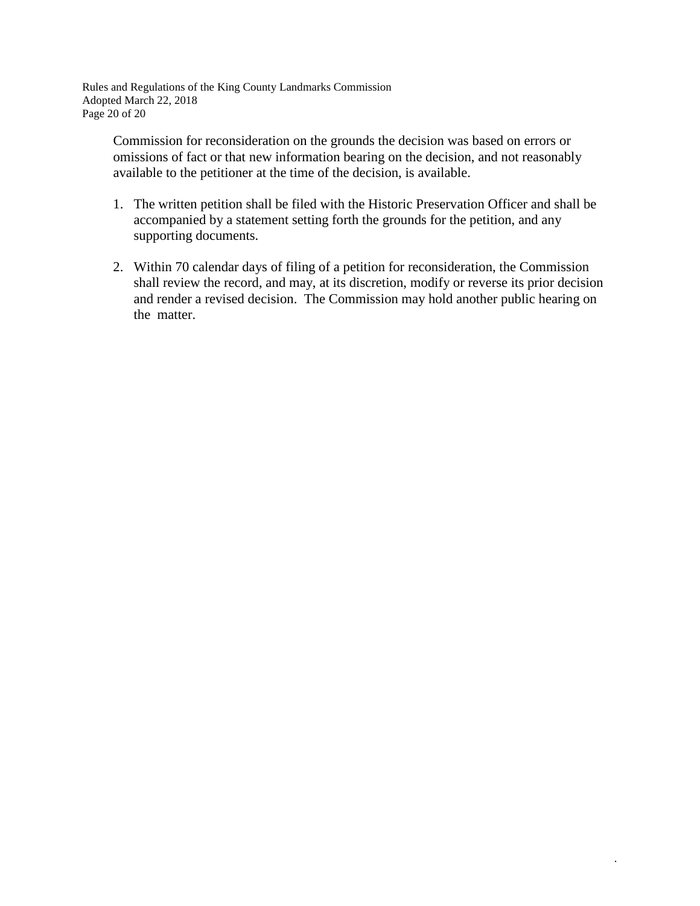Commission for reconsideration on the grounds the decision was based on errors or omissions of fact or that new information bearing on the decision, and not reasonably available to the petitioner at the time of the decision, is available.

1. The written petition shall be filed with the Historic Preservation Officer and shall be accompanied by a statement setting forth the grounds for the petition, and any supporting documents.

2. Within 70 calendar days of filing of a petition for reconsideration, the Commission shall review the record, and may, at its discretion, modify or reverse its prior decision and render a revised decision. The Commission may hold another public hearing on the matter.